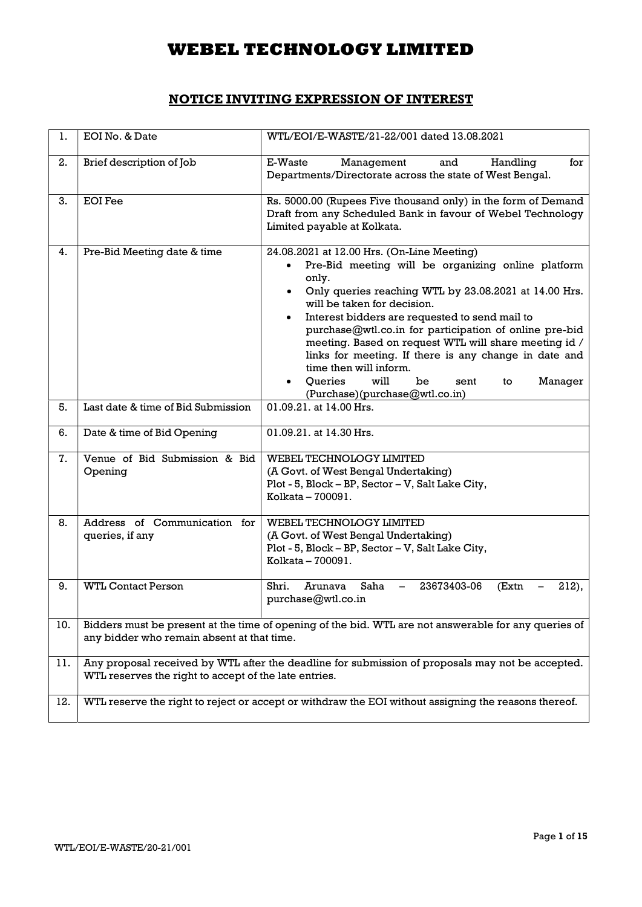# WEBEL TECHNOLOGY LIMITED

## NOTICE INVITING EXPRESSION OF INTEREST

| | | |
|---|---|---|
| 1. | EOI No. & Date | WTL/EOI/E-WASTE/21-22/001 dated 13.08.2021 |
| 2. | Brief description of Job | E-Waste Management and Handling for Departments/Directorate across the state of West Bengal. |
| 3. | EOI Fee | Rs. 5000.00 (Rupees Five thousand only) in the form of Demand Draft from any Scheduled Bank in favour of Webel Technology Limited payable at Kolkata. |
| 4. | Pre-Bid Meeting date & time | 24.08.2021 at 12.00 Hrs. (On-Line Meeting)<br>• Pre-Bid meeting will be organizing online platform only.<br>• Only queries reaching WTL by 23.08.2021 at 14.00 Hrs. will be taken for decision.<br>• Interest bidders are requested to send mail to purchase@wtl.co.in for participation of online pre-bid meeting. Based on request WTL will share meeting id / links for meeting. If there is any change in date and time then will inform.<br>• Queries will be sent to Manager (Purchase)(purchase@wtl.co.in) |
| 5. | Last date & time of Bid Submission | 01.09.21. at 14.00 Hrs. |
| 6. | Date & time of Bid Opening | 01.09.21. at 14.30 Hrs. |
| 7. | Venue of Bid Submission & Bid Opening | WEBEL TECHNOLOGY LIMITED<br>(A Govt. of West Bengal Undertaking)<br>Plot - 5, Block – BP, Sector – V, Salt Lake City,<br>Kolkata – 700091. |
| 8. | Address of Communication for queries, if any | WEBEL TECHNOLOGY LIMITED<br>(A Govt. of West Bengal Undertaking)<br>Plot - 5, Block – BP, Sector – V, Salt Lake City,<br>Kolkata – 700091. |
| 9. | WTL Contact Person | Shri. Arunava Saha – 23673403-06 (Extn – 212), purchase@wtl.co.in |
| 10. | Bidders must be present at the time of opening of the bid. WTL are not answerable for any queries of any bidder who remain absent at that time. | |
| 11. | Any proposal received by WTL after the deadline for submission of proposals may not be accepted. WTL reserves the right to accept of the late entries. | |
| 12. | WTL reserve the right to reject or accept or withdraw the EOI without assigning the reasons thereof. | |

WTL/EOI/E-WASTE/20-21/001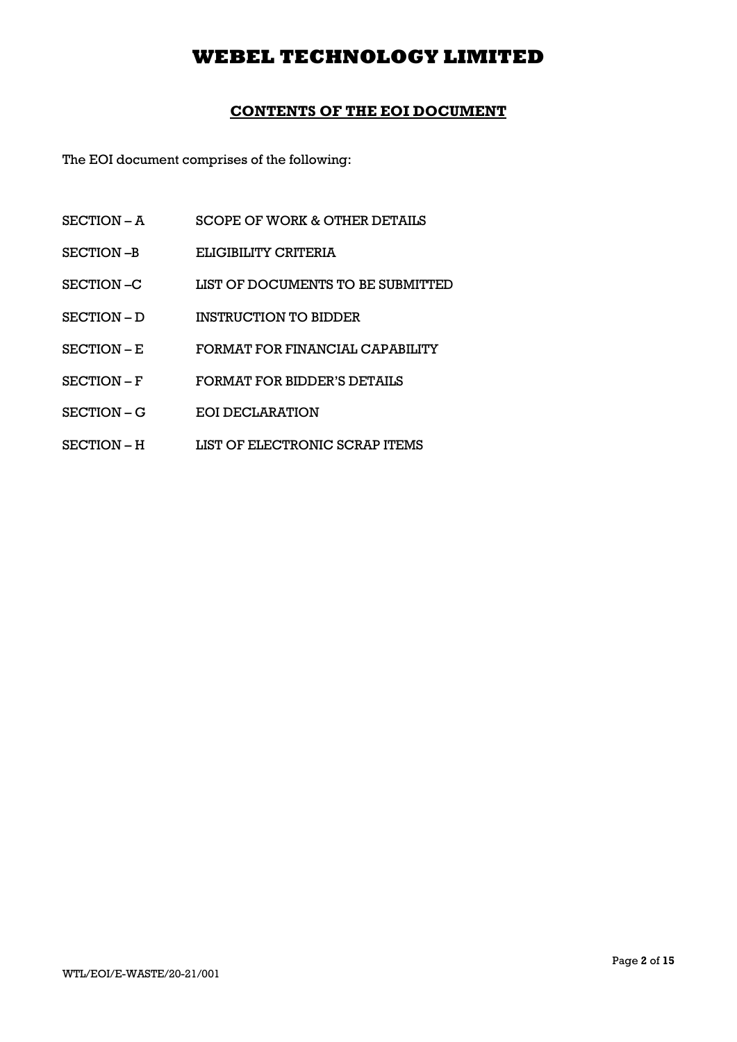## CONTENTS OF THE EOI DOCUMENT

The EOI document comprises of the following:

| | |
|---|---|
| SECTION – A | SCOPE OF WORK & OTHER DETAILS |
| SECTION –B | ELIGIBILITY CRITERIA |
| SECTION –C | LIST OF DOCUMENTS TO BE SUBMITTED |
| SECTION – D | INSTRUCTION TO BIDDER |
| SECTION – E | FORMAT FOR FINANCIAL CAPABILITY |
| SECTION – F | FORMAT FOR BIDDER'S DETAILS |
| SECTION – G | EOI DECLARATION |
| SECTION – H | LIST OF ELECTRONIC SCRAP ITEMS |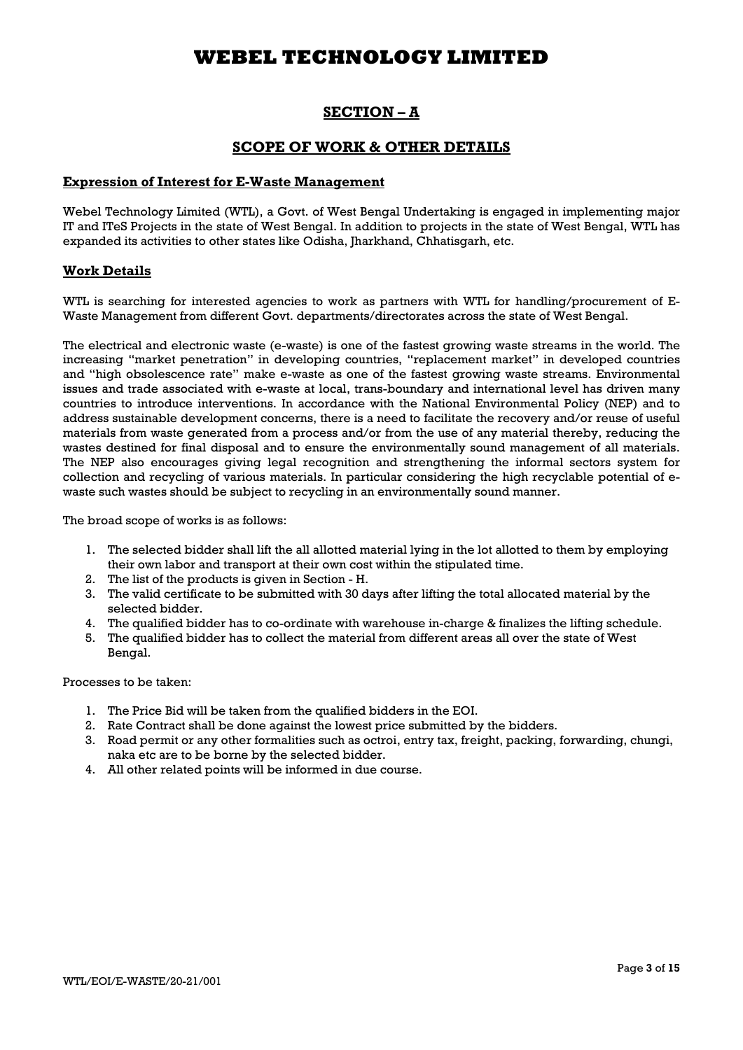## SECTION – A

## SCOPE OF WORK & OTHER DETAILS

### Expression of Interest for E-Waste Management

Webel Technology Limited (WTL), a Govt. of West Bengal Undertaking is engaged in implementing major IT and ITeS Projects in the state of West Bengal. In addition to projects in the state of West Bengal, WTL has expanded its activities to other states like Odisha, Jharkhand, Chhatisgarh, etc.

### Work Details

WTL is searching for interested agencies to work as partners with WTL for handling/procurement of E-Waste Management from different Govt. departments/directorates across the state of West Bengal.

The electrical and electronic waste (e-waste) is one of the fastest growing waste streams in the world. The increasing "market penetration" in developing countries, "replacement market" in developed countries and "high obsolescence rate" make e-waste as one of the fastest growing waste streams. Environmental issues and trade associated with e-waste at local, trans-boundary and international level has driven many countries to introduce interventions. In accordance with the National Environmental Policy (NEP) and to address sustainable development concerns, there is a need to facilitate the recovery and/or reuse of useful materials from waste generated from a process and/or from the use of any material thereby, reducing the wastes destined for final disposal and to ensure the environmentally sound management of all materials. The NEP also encourages giving legal recognition and strengthening the informal sectors system for collection and recycling of various materials. In particular considering the high recyclable potential of e-waste such wastes should be subject to recycling in an environmentally sound manner.

The broad scope of works is as follows:

1. The selected bidder shall lift the all allotted material lying in the lot allotted to them by employing their own labor and transport at their own cost within the stipulated time.
2. The list of the products is given in Section - H.
3. The valid certificate to be submitted with 30 days after lifting the total allocated material by the selected bidder.
4. The qualified bidder has to co-ordinate with warehouse in-charge & finalizes the lifting schedule.
5. The qualified bidder has to collect the material from different areas all over the state of West Bengal.

Processes to be taken:

1. The Price Bid will be taken from the qualified bidders in the EOI.
2. Rate Contract shall be done against the lowest price submitted by the bidders.
3. Road permit or any other formalities such as octroi, entry tax, freight, packing, forwarding, chungi, naka etc are to be borne by the selected bidder.
4. All other related points will be informed in due course.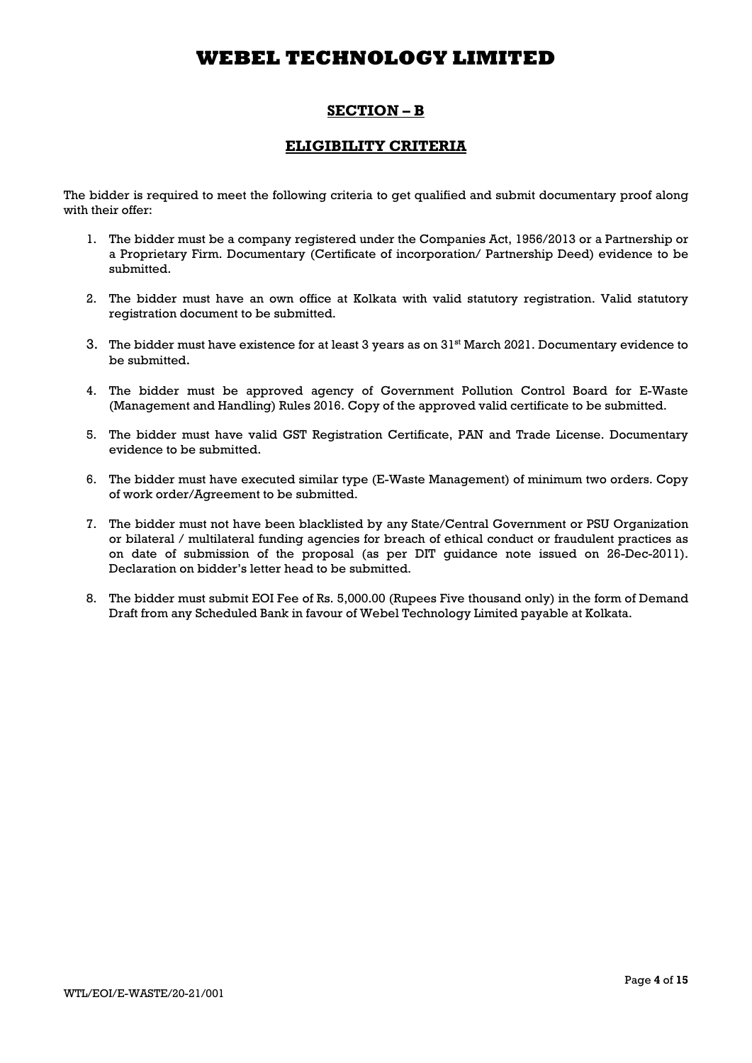# WEBEL TECHNOLOGY LIMITED

## SECTION – B

## ELIGIBILITY CRITERIA

The bidder is required to meet the following criteria to get qualified and submit documentary proof along with their offer:

1. The bidder must be a company registered under the Companies Act, 1956/2013 or a Partnership or a Proprietary Firm. Documentary (Certificate of incorporation/ Partnership Deed) evidence to be submitted.

2. The bidder must have an own office at Kolkata with valid statutory registration. Valid statutory registration document to be submitted.

3. The bidder must have existence for at least 3 years as on 31st March 2021. Documentary evidence to be submitted.

4. The bidder must be approved agency of Government Pollution Control Board for E-Waste (Management and Handling) Rules 2016. Copy of the approved valid certificate to be submitted.

5. The bidder must have valid GST Registration Certificate, PAN and Trade License. Documentary evidence to be submitted.

6. The bidder must have executed similar type (E-Waste Management) of minimum two orders. Copy of work order/Agreement to be submitted.

7. The bidder must not have been blacklisted by any State/Central Government or PSU Organization or bilateral / multilateral funding agencies for breach of ethical conduct or fraudulent practices as on date of submission of the proposal (as per DIT guidance note issued on 26-Dec-2011). Declaration on bidder's letter head to be submitted.

8. The bidder must submit EOI Fee of Rs. 5,000.00 (Rupees Five thousand only) in the form of Demand Draft from any Scheduled Bank in favour of Webel Technology Limited payable at Kolkata.

WTL/EOI/E-WASTE/20-21/001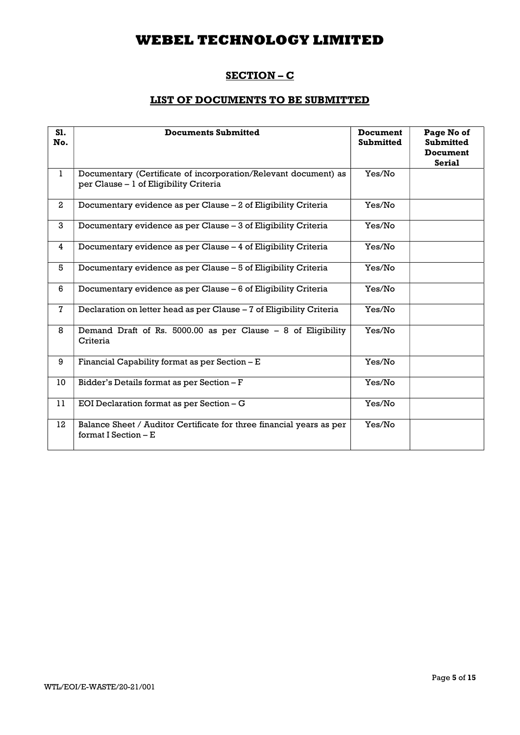# WEBEL TECHNOLOGY LIMITED

## SECTION – C

## LIST OF DOCUMENTS TO BE SUBMITTED

| Sl. No. | Documents Submitted | Document Submitted | Page No of Submitted Document Serial |
|---|---|---|---|
| 1 | Documentary (Certificate of incorporation/Relevant document) as per Clause – 1 of Eligibility Criteria | Yes/No | |
| 2 | Documentary evidence as per Clause – 2 of Eligibility Criteria | Yes/No | |
| 3 | Documentary evidence as per Clause – 3 of Eligibility Criteria | Yes/No | |
| 4 | Documentary evidence as per Clause – 4 of Eligibility Criteria | Yes/No | |
| 5 | Documentary evidence as per Clause – 5 of Eligibility Criteria | Yes/No | |
| 6 | Documentary evidence as per Clause – 6 of Eligibility Criteria | Yes/No | |
| 7 | Declaration on letter head as per Clause – 7 of Eligibility Criteria | Yes/No | |
| 8 | Demand Draft of Rs. 5000.00 as per Clause – 8 of Eligibility Criteria | Yes/No | |
| 9 | Financial Capability format as per Section – E | Yes/No | |
| 10 | Bidder's Details format as per Section – F | Yes/No | |
| 11 | EOI Declaration format as per Section – G | Yes/No | |
| 12 | Balance Sheet / Auditor Certificate for three financial years as per format I Section – E | Yes/No | |

WTL/EOI/E-WASTE/20-21/001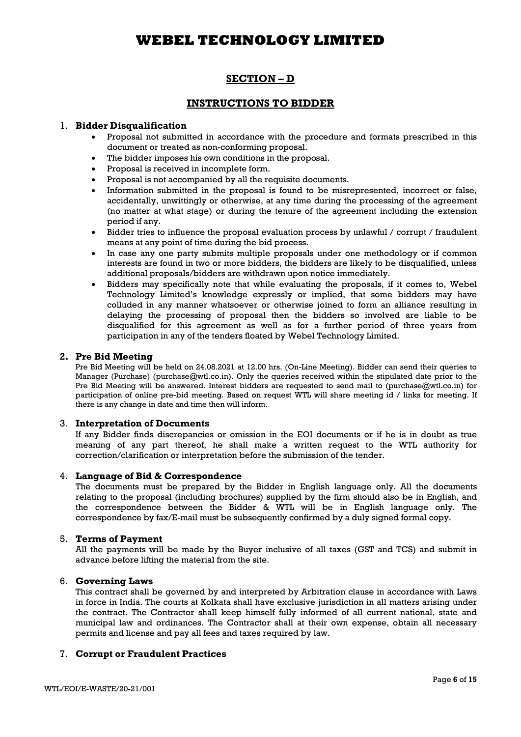# WEBEL TECHNOLOGY LIMITED

## SECTION – D

## INSTRUCTIONS TO BIDDER

1. **Bidder Disqualification**
   - Proposal not submitted in accordance with the procedure and formats prescribed in this document or treated as non-conforming proposal.
   - The bidder imposes his own conditions in the proposal.
   - Proposal is received in incomplete form.
   - Proposal is not accompanied by all the requisite documents.
   - Information submitted in the proposal is found to be misrepresented, incorrect or false, accidentally, unwittingly or otherwise, at any time during the processing of the agreement (no matter at what stage) or during the tenure of the agreement including the extension period if any.
   - Bidder tries to influence the proposal evaluation process by unlawful / corrupt / fraudulent means at any point of time during the bid process.
   - In case any one party submits multiple proposals under one methodology or if common interests are found in two or more bidders, the bidders are likely to be disqualified, unless additional proposals/bidders are withdrawn upon notice immediately.
   - Bidders may specifically note that while evaluating the proposals, if it comes to, Webel Technology Limited's knowledge expressly or implied, that some bidders may have colluded in any manner whatsoever or otherwise joined to form an alliance resulting in delaying the processing of proposal then the bidders so involved are liable to be disqualified for this agreement as well as for a further period of three years from participation in any of the tenders floated by Webel Technology Limited.

2. **Pre Bid Meeting**

   Pre Bid Meeting will be held on 24.08.2021 at 12.00 hrs. (On-Line Meeting). Bidder can send their queries to Manager (Purchase) (purchase@wtl.co.in). Only the queries received within the stipulated date prior to the Pre Bid Meeting will be answered. Interest bidders are requested to send mail to (purchase@wtl.co.in) for participation of online pre-bid meeting. Based on request WTL will share meeting id / links for meeting. If there is any change in date and time then will inform.

3. **Interpretation of Documents**

   If any Bidder finds discrepancies or omission in the EOI documents or if he is in doubt as true meaning of any part thereof, he shall make a written request to the WTL authority for correction/clarification or interpretation before the submission of the tender.

4. **Language of Bid & Correspondence**

   The documents must be prepared by the Bidder in English language only. All the documents relating to the proposal (including brochures) supplied by the firm should also be in English, and the correspondence between the Bidder & WTL will be in English language only. The correspondence by fax/E-mail must be subsequently confirmed by a duly signed formal copy.

5. **Terms of Payment**

   All the payments will be made by the Buyer inclusive of all taxes (GST and TCS) and submit in advance before lifting the material from the site.

6. **Governing Laws**

   This contract shall be governed by and interpreted by Arbitration clause in accordance with Laws in force in India. The courts at Kolkata shall have exclusive jurisdiction in all matters arising under the contract. The Contractor shall keep himself fully informed of all current national, state and municipal law and ordinances. The Contractor shall at their own expense, obtain all necessary permits and license and pay all fees and taxes required by law.

7. **Corrupt or Fraudulent Practices**

WTL/EOI/E-WASTE/20-21/001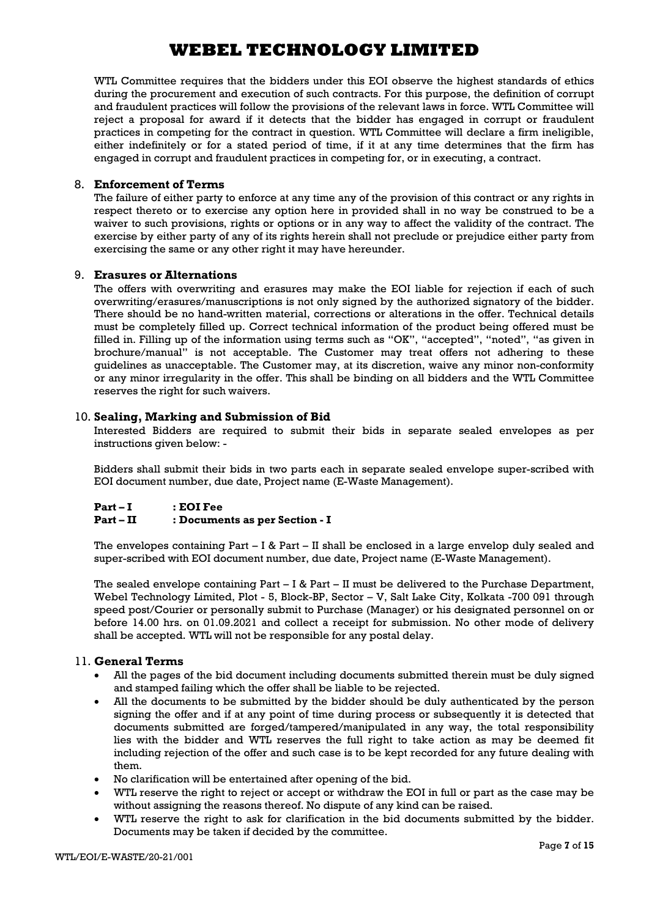WTL Committee requires that the bidders under this EOI observe the highest standards of ethics during the procurement and execution of such contracts. For this purpose, the definition of corrupt and fraudulent practices will follow the provisions of the relevant laws in force. WTL Committee will reject a proposal for award if it detects that the bidder has engaged in corrupt or fraudulent practices in competing for the contract in question. WTL Committee will declare a firm ineligible, either indefinitely or for a stated period of time, if it at any time determines that the firm has engaged in corrupt and fraudulent practices in competing for, or in executing, a contract.

8. **Enforcement of Terms**

The failure of either party to enforce at any time any of the provision of this contract or any rights in respect thereto or to exercise any option here in provided shall in no way be construed to be a waiver to such provisions, rights or options or in any way to affect the validity of the contract. The exercise by either party of any of its rights herein shall not preclude or prejudice either party from exercising the same or any other right it may have hereunder.

9. **Erasures or Alternations**

The offers with overwriting and erasures may make the EOI liable for rejection if each of such overwriting/erasures/manuscriptions is not only signed by the authorized signatory of the bidder. There should be no hand-written material, corrections or alterations in the offer. Technical details must be completely filled up. Correct technical information of the product being offered must be filled in. Filling up of the information using terms such as "OK", "accepted", "noted", "as given in brochure/manual" is not acceptable. The Customer may treat offers not adhering to these guidelines as unacceptable. The Customer may, at its discretion, waive any minor non-conformity or any minor irregularity in the offer. This shall be binding on all bidders and the WTL Committee reserves the right for such waivers.

10. **Sealing, Marking and Submission of Bid**

Interested Bidders are required to submit their bids in separate sealed envelopes as per instructions given below: -

Bidders shall submit their bids in two parts each in separate sealed envelope super-scribed with EOI document number, due date, Project name (E-Waste Management).

**Part – I : EOI Fee**
**Part – II : Documents as per Section - I**

The envelopes containing Part – I & Part – II shall be enclosed in a large envelop duly sealed and super-scribed with EOI document number, due date, Project name (E-Waste Management).

The sealed envelope containing Part – I & Part – II must be delivered to the Purchase Department, Webel Technology Limited, Plot - 5, Block-BP, Sector – V, Salt Lake City, Kolkata -700 091 through speed post/Courier or personally submit to Purchase (Manager) or his designated personnel on or before 14.00 hrs. on 01.09.2021 and collect a receipt for submission. No other mode of delivery shall be accepted. WTL will not be responsible for any postal delay.

11. **General Terms**

- All the pages of the bid document including documents submitted therein must be duly signed and stamped failing which the offer shall be liable to be rejected.
- All the documents to be submitted by the bidder should be duly authenticated by the person signing the offer and if at any point of time during process or subsequently it is detected that documents submitted are forged/tampered/manipulated in any way, the total responsibility lies with the bidder and WTL reserves the full right to take action as may be deemed fit including rejection of the offer and such case is to be kept recorded for any future dealing with them.
- No clarification will be entertained after opening of the bid.
- WTL reserve the right to reject or accept or withdraw the EOI in full or part as the case may be without assigning the reasons thereof. No dispute of any kind can be raised.
- WTL reserve the right to ask for clarification in the bid documents submitted by the bidder. Documents may be taken if decided by the committee.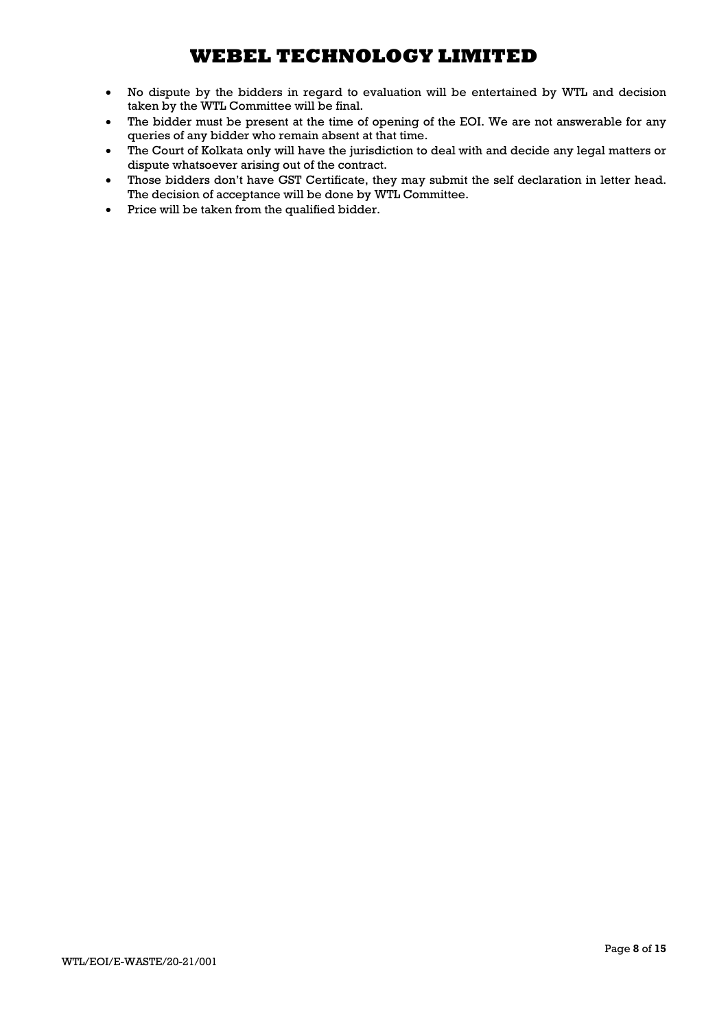- No dispute by the bidders in regard to evaluation will be entertained by WTL and decision taken by the WTL Committee will be final.
- The bidder must be present at the time of opening of the EOI. We are not answerable for any queries of any bidder who remain absent at that time.
- The Court of Kolkata only will have the jurisdiction to deal with and decide any legal matters or dispute whatsoever arising out of the contract.
- Those bidders don't have GST Certificate, they may submit the self declaration in letter head. The decision of acceptance will be done by WTL Committee.
- Price will be taken from the qualified bidder.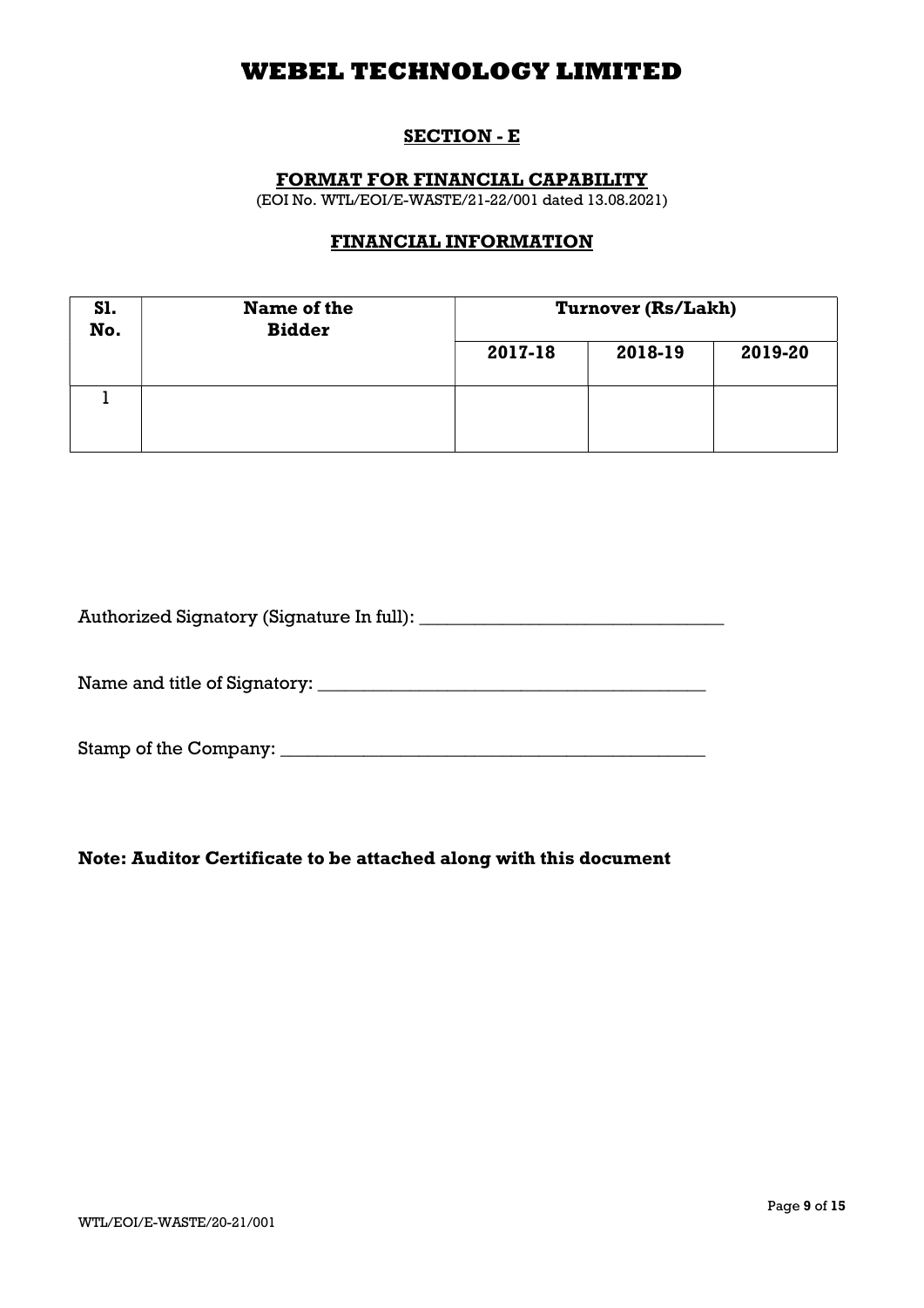# WEBEL TECHNOLOGY LIMITED

## SECTION - E

### FORMAT FOR FINANCIAL CAPABILITY

(EOI No. WTL/EOI/E-WASTE/21-22/001 dated 13.08.2021)

### FINANCIAL INFORMATION

| Sl. No. | Name of the Bidder | Turnover (Rs/Lakh) | | |
|---|---|---|---|---|
| | | 2017-18 | 2018-19 | 2019-20 |
| 1 | | | | |

Authorized Signatory (Signature In full): _________________________________

Name and title of Signatory: __________________________________________

Stamp of the Company: _____________________________________________

**Note: Auditor Certificate to be attached along with this document**

WTL/EOI/E-WASTE/20-21/001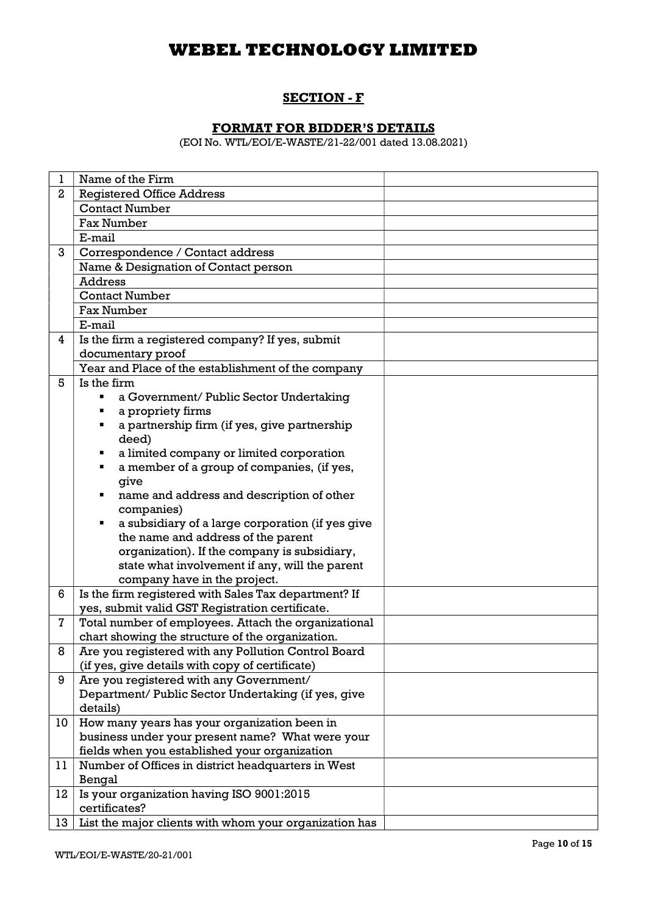# WEBEL TECHNOLOGY LIMITED

## SECTION - F

### FORMAT FOR BIDDER'S DETAILS

(EOI No. WTL/EOI/E-WASTE/21-22/001 dated 13.08.2021)

| | | |
|---|---|---|
| 1 | Name of the Firm | |
| 2 | Registered Office Address | |
| | Contact Number | |
| | Fax Number | |
| | E-mail | |
| 3 | Correspondence / Contact address | |
| | Name & Designation of Contact person | |
| | Address | |
| | Contact Number | |
| | Fax Number | |
| | E-mail | |
| 4 | Is the firm a registered company? If yes, submit documentary proof | |
| | Year and Place of the establishment of the company | |
| 5 | Is the firm<br>▪ a Government/ Public Sector Undertaking<br>▪ a propriety firms<br>▪ a partnership firm (if yes, give partnership deed)<br>▪ a limited company or limited corporation<br>▪ a member of a group of companies, (if yes, give<br>▪ name and address and description of other companies)<br>▪ a subsidiary of a large corporation (if yes give the name and address of the parent organization). If the company is subsidiary, state what involvement if any, will the parent company have in the project. | |
| 6 | Is the firm registered with Sales Tax department? If yes, submit valid GST Registration certificate. | |
| 7 | Total number of employees. Attach the organizational chart showing the structure of the organization. | |
| 8 | Are you registered with any Pollution Control Board (if yes, give details with copy of certificate) | |
| 9 | Are you registered with any Government/ Department/ Public Sector Undertaking (if yes, give details) | |
| 10 | How many years has your organization been in business under your present name? What were your fields when you established your organization | |
| 11 | Number of Offices in district headquarters in West Bengal | |
| 12 | Is your organization having ISO 9001:2015 certificates? | |
| 13 | List the major clients with whom your organization has | |

WTL/EOI/E-WASTE/20-21/001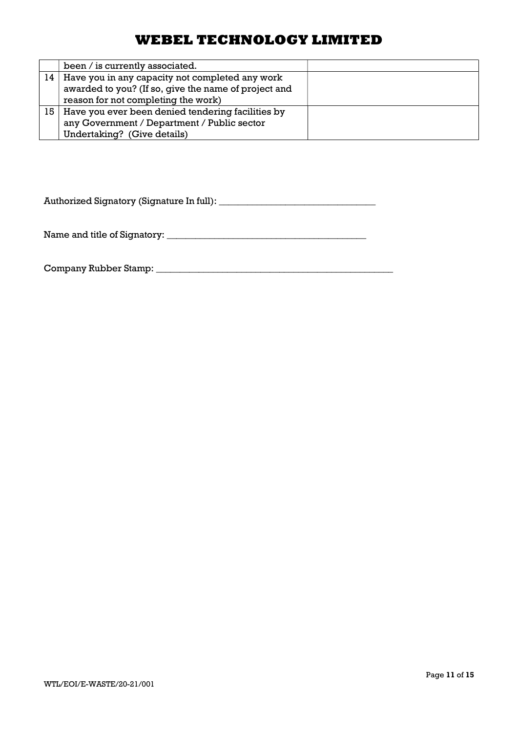|  |  |  |
|---|---|---|
|  | been / is currently associated. |  |
| 14 | Have you in any capacity not completed any work awarded to you? (If so, give the name of project and reason for not completing the work) |  |
| 15 | Have you ever been denied tendering facilities by any Government / Department / Public sector Undertaking? (Give details) |  |

Authorized Signatory (Signature In full): _________________________________

Name and title of Signatory: __________________________________________

Company Rubber Stamp: ____________________________________________________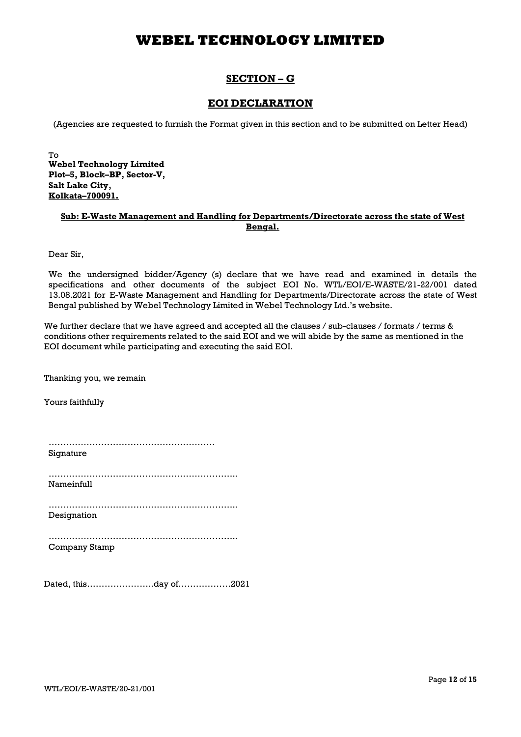## SECTION – G

## EOI DECLARATION

(Agencies are requested to furnish the Format given in this section and to be submitted on Letter Head)

To
**Webel Technology Limited**
**Plot–5, Block–BP, Sector-V,**
**Salt Lake City,**
**Kolkata–700091.**

**Sub: E-Waste Management and Handling for Departments/Directorate across the state of West Bengal.**

Dear Sir,

We the undersigned bidder/Agency (s) declare that we have read and examined in details the specifications and other documents of the subject EOI No. WTL/EOI/E-WASTE/21-22/001 dated 13.08.2021 for E-Waste Management and Handling for Departments/Directorate across the state of West Bengal published by Webel Technology Limited in Webel Technology Ltd.'s website.

We further declare that we have agreed and accepted all the clauses / sub-clauses / formats / terms & conditions other requirements related to the said EOI and we will abide by the same as mentioned in the EOI document while participating and executing the said EOI.

Thanking you, we remain

Yours faithfully

…………………………………………………
Signature

………………………………………………………..
Nameinfull

………………………………………………………..
Designation

………………………………………………………..
Company Stamp

Dated, this…………………..day of………………2021

WTL/EOI/E-WASTE/20-21/001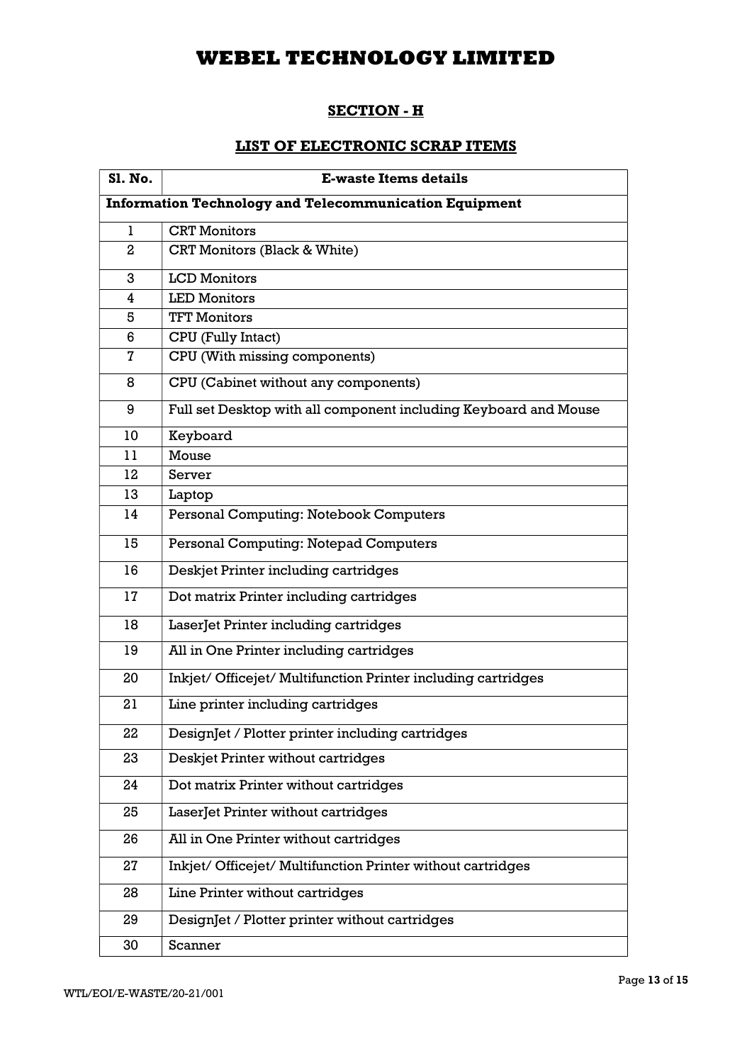# WEBEL TECHNOLOGY LIMITED

## SECTION - H

### LIST OF ELECTRONIC SCRAP ITEMS

| Sl. No. | E-waste Items details |
|---|---|
| **Information Technology and Telecommunication Equipment** | |
| 1 | CRT Monitors |
| 2 | CRT Monitors (Black & White) |
| 3 | LCD Monitors |
| 4 | LED Monitors |
| 5 | TFT Monitors |
| 6 | CPU (Fully Intact) |
| 7 | CPU (With missing components) |
| 8 | CPU (Cabinet without any components) |
| 9 | Full set Desktop with all component including Keyboard and Mouse |
| 10 | Keyboard |
| 11 | Mouse |
| 12 | Server |
| 13 | Laptop |
| 14 | Personal Computing: Notebook Computers |
| 15 | Personal Computing: Notepad Computers |
| 16 | Deskjet Printer including cartridges |
| 17 | Dot matrix Printer including cartridges |
| 18 | LaserJet Printer including cartridges |
| 19 | All in One Printer including cartridges |
| 20 | Inkjet/ Officejet/ Multifunction Printer including cartridges |
| 21 | Line printer including cartridges |
| 22 | DesignJet / Plotter printer including cartridges |
| 23 | Deskjet Printer without cartridges |
| 24 | Dot matrix Printer without cartridges |
| 25 | LaserJet Printer without cartridges |
| 26 | All in One Printer without cartridges |
| 27 | Inkjet/ Officejet/ Multifunction Printer without cartridges |
| 28 | Line Printer without cartridges |
| 29 | DesignJet / Plotter printer without cartridges |
| 30 | Scanner |

WTL/EOI/E-WASTE/20-21/001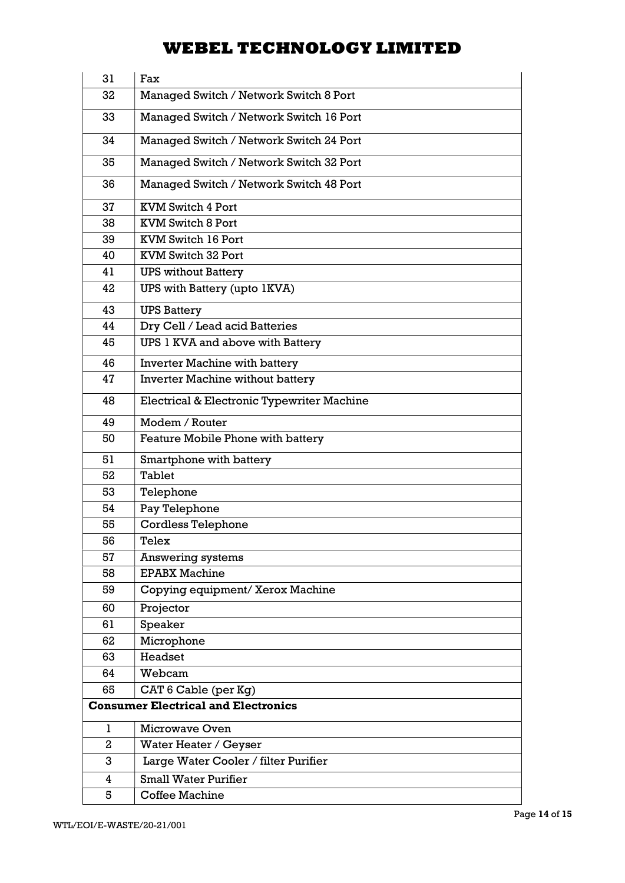| 31 | Fax |
|---|---|
| 32 | Managed Switch / Network Switch 8 Port |
| 33 | Managed Switch / Network Switch 16 Port |
| 34 | Managed Switch / Network Switch 24 Port |
| 35 | Managed Switch / Network Switch 32 Port |
| 36 | Managed Switch / Network Switch 48 Port |
| 37 | KVM Switch 4 Port |
| 38 | KVM Switch 8 Port |
| 39 | KVM Switch 16 Port |
| 40 | KVM Switch 32 Port |
| 41 | UPS without Battery |
| 42 | UPS with Battery (upto 1KVA) |
| 43 | UPS Battery |
| 44 | Dry Cell / Lead acid Batteries |
| 45 | UPS 1 KVA and above with Battery |
| 46 | Inverter Machine with battery |
| 47 | Inverter Machine without battery |
| 48 | Electrical & Electronic Typewriter Machine |
| 49 | Modem / Router |
| 50 | Feature Mobile Phone with battery |
| 51 | Smartphone with battery |
| 52 | Tablet |
| 53 | Telephone |
| 54 | Pay Telephone |
| 55 | Cordless Telephone |
| 56 | Telex |
| 57 | Answering systems |
| 58 | EPABX Machine |
| 59 | Copying equipment/ Xerox Machine |
| 60 | Projector |
| 61 | Speaker |
| 62 | Microphone |
| 63 | Headset |
| 64 | Webcam |
| 65 | CAT 6 Cable (per Kg) |
| **Consumer Electrical and Electronics** | |
| 1 | Microwave Oven |
| 2 | Water Heater / Geyser |
| 3 | Large Water Cooler / filter Purifier |
| 4 | Small Water Purifier |
| 5 | Coffee Machine |

WTL/EOI/E-WASTE/20-21/001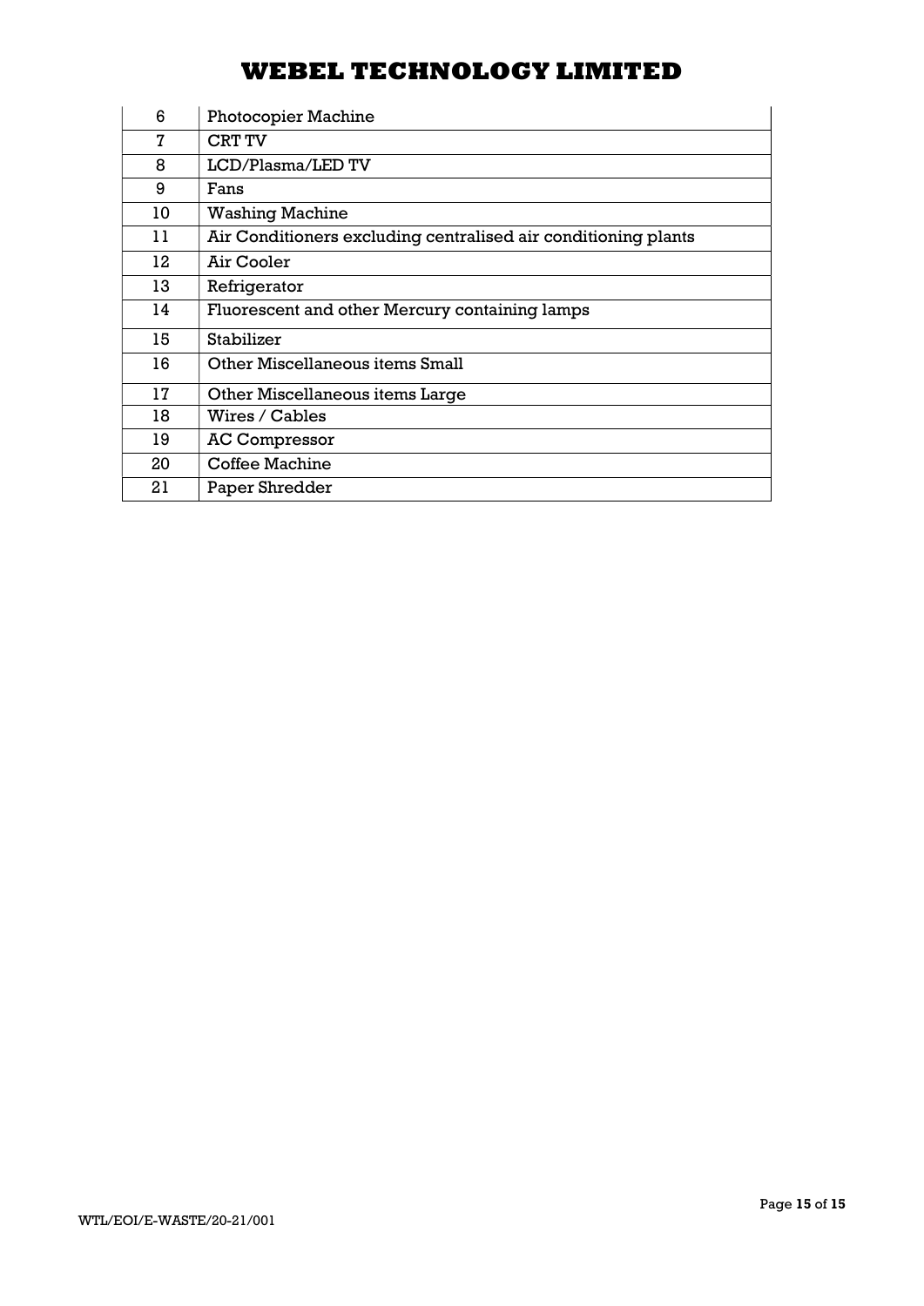| | |
|---|---|
| 6 | Photocopier Machine |
| 7 | CRT TV |
| 8 | LCD/Plasma/LED TV |
| 9 | Fans |
| 10 | Washing Machine |
| 11 | Air Conditioners excluding centralised air conditioning plants |
| 12 | Air Cooler |
| 13 | Refrigerator |
| 14 | Fluorescent and other Mercury containing lamps |
| 15 | Stabilizer |
| 16 | Other Miscellaneous items Small |
| 17 | Other Miscellaneous items Large |
| 18 | Wires / Cables |
| 19 | AC Compressor |
| 20 | Coffee Machine |
| 21 | Paper Shredder |